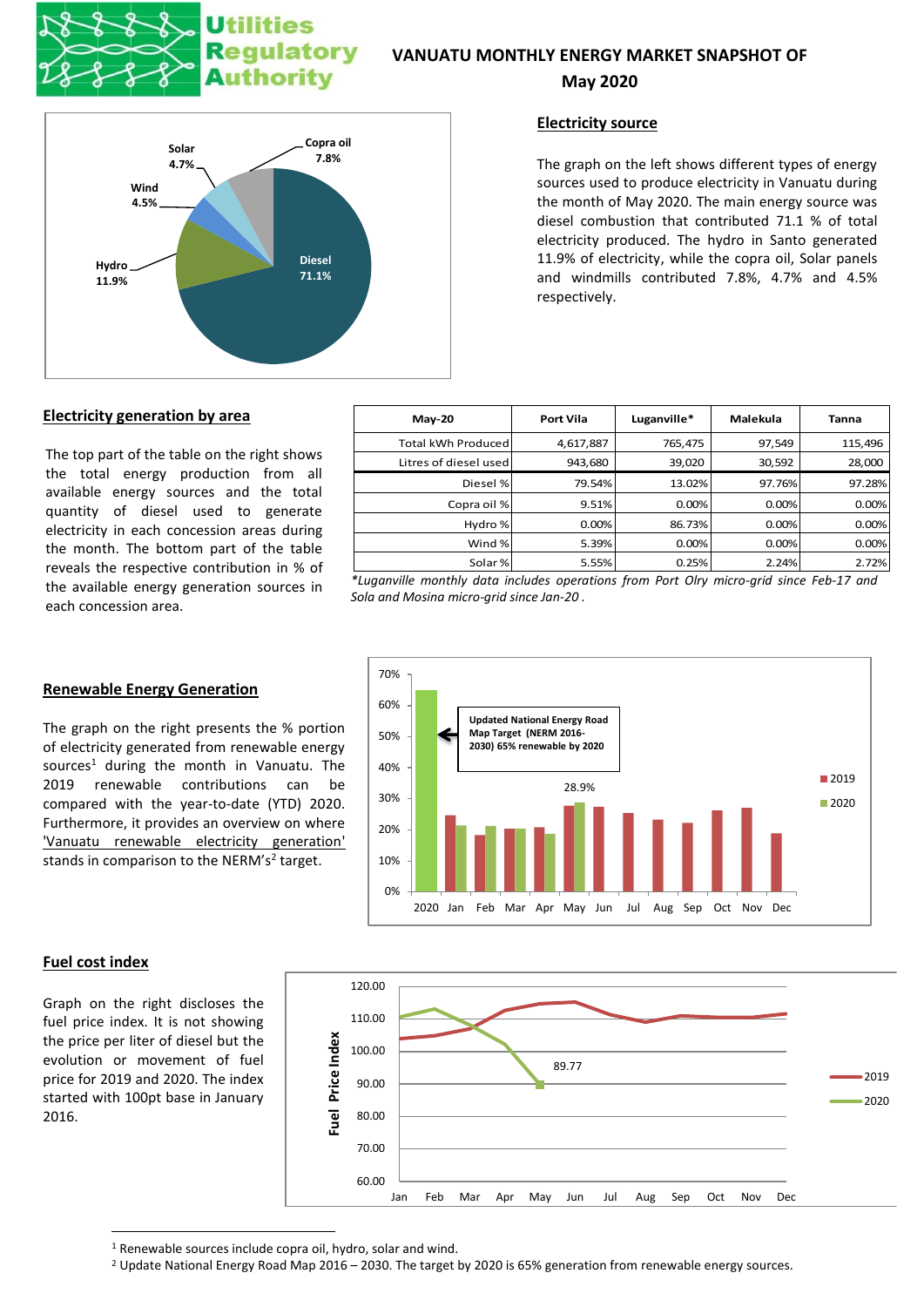Utilities Regulatory Authority

# VANUATU MONTHLY ENERGY MARKET SNAPSHOT OF May 2020

## Electricity source

The graph on the left shows different types of energy sources used to produce electricity in Vanuatu during the month of May 2020. The main energy source was diesel combustion that contributed 71.1 % of total electricity produced. The hydro in Santo generated 11.9% of electricity, while the copra oil, Solar panels and windmills contributed 7.8%, 4.7% and 4.5% respectively.

## Electricity generation by area

The top part of the table on the right shows the total energy production from all available energy sources and the total quantity of diesel used to generate electricity in each concession areas during the month. The bottom part of the table reveals the respective contribution in % of the available energy generation sources in each concession area.

| May-20 | Port Vila | Luganville* | Malekula | Tanna |
|---|---|---|---|---|
| Total kWh Produced | 4,617,887 | 765,475 | 97,549 | 115,496 |
| Litres of diesel used | 943,680 | 39,020 | 30,592 | 28,000 |
| Diesel % | 79.54% | 13.02% | 97.76% | 97.28% |
| Copra oil % | 9.51% | 0.00% | 0.00% | 0.00% |
| Hydro % | 0.00% | 86.73% | 0.00% | 0.00% |
| Wind % | 5.39% | 0.00% | 0.00% | 0.00% |
| Solar % | 5.55% | 0.25% | 2.24% | 2.72% |

*\*Luganville monthly data includes operations from Port Olry micro-grid since Feb-17 and Sola and Mosina micro-grid since Jan-20 .*

## Renewable Energy Generation

The graph on the right presents the % portion of electricity generated from renewable energy sources[1] during the month in Vanuatu. The 2019 renewable contributions can be compared with the year-to-date (YTD) 2020. Furthermore, it provides an overview on where 'Vanuatu renewable electricity generation' stands in comparison to the NERM's[2] target.

## Fuel cost index

Graph on the right discloses the fuel price index. It is not showing the price per liter of diesel but the evolution or movement of fuel price for 2019 and 2020. The index started with 100pt base in January 2016.

---

[1] Renewable sources include copra oil, hydro, solar and wind.

[2] Update National Energy Road Map 2016 – 2030. The target by 2020 is 65% generation from renewable energy sources.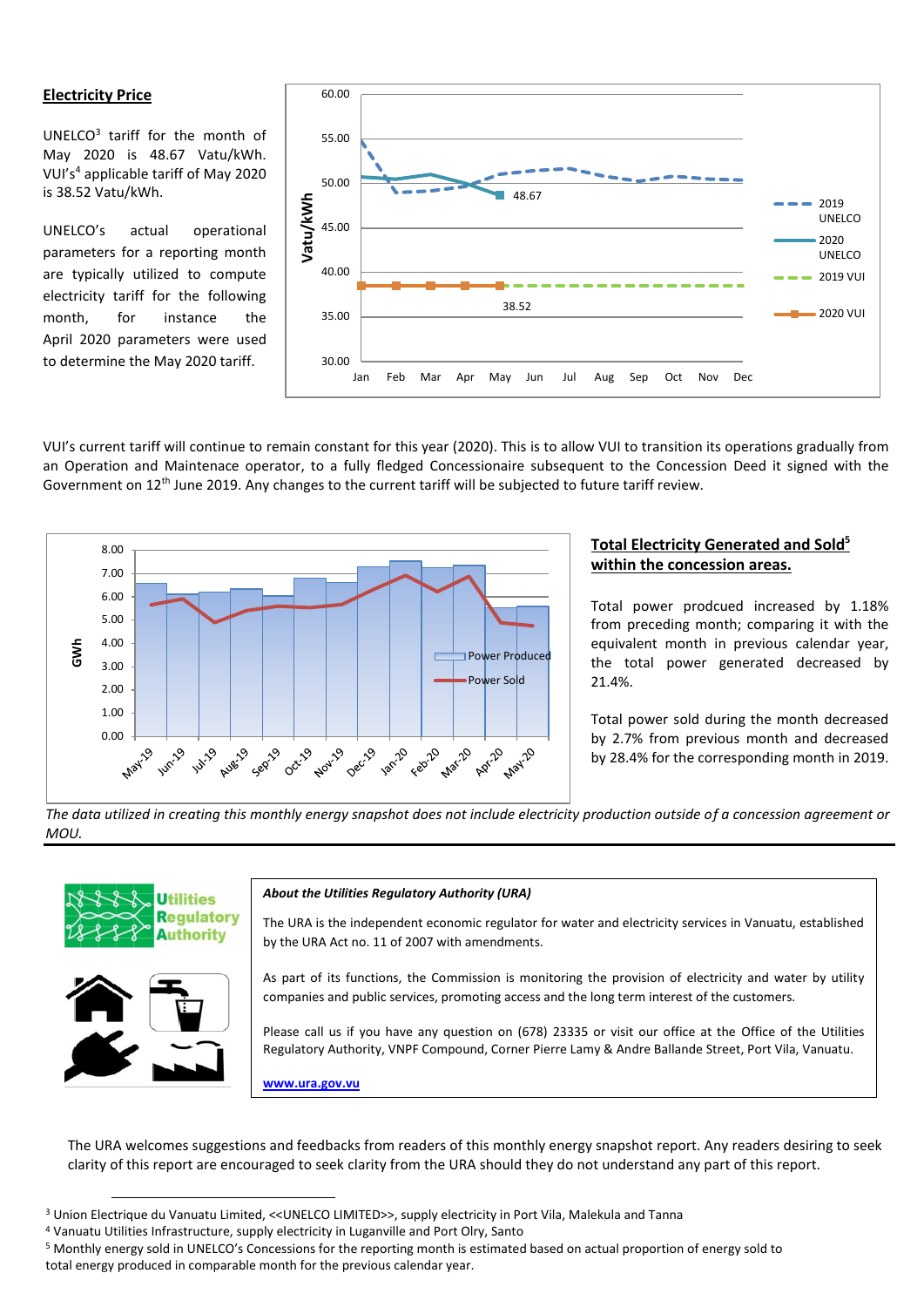## Electricity Price

UNELCO[3] tariff for the month of May 2020 is 48.67 Vatu/kWh. VUI's[4] applicable tariff of May 2020 is 38.52 Vatu/kWh.

UNELCO's actual operational parameters for a reporting month are typically utilized to compute electricity tariff for the following month, for instance the April 2020 parameters were used to determine the May 2020 tariff.

Vatu/kWh
60.00
55.00
50.00
45.00
40.00
35.00
30.00
Jan Feb Mar Apr May Jun Jul Aug Sep Oct Nov Dec
48.67
38.52
2019 UNELCO
2020 UNELCO
2019 VUI
2020 VUI

VUI's current tariff will continue to remain constant for this year (2020). This is to allow VUI to transition its operations gradually from an Operation and Maintenace operator, to a fully fledged Concessionaire subsequent to the Concession Deed it signed with the Government on 12th June 2019. Any changes to the current tariff will be subjected to future tariff review.

GWh
8.00
7.00
6.00
5.00
4.00
3.00
2.00
1.00
0.00
May-19 Jun-19 Jul-19 Aug-19 Sep-19 Oct-19 Nov-19 Dec-19 Jan-20 Feb-20 Mar-20 Apr-20 May-20
Power Produced
Power Sold

## Total Electricity Generated and Sold[5] within the concession areas.

Total power prodcued increased by 1.18% from preceding month; comparing it with the equivalent month in previous calendar year, the total power generated decreased by 21.4%.

Total power sold during the month decreased by 2.7% from previous month and decreased by 28.4% for the corresponding month in 2019.

*The data utilized in creating this monthly energy snapshot does not include electricity production outside of a concession agreement or MOU.*

Utilities Regulatory Authority

***About the Utilities Regulatory Authority (URA)***

The URA is the independent economic regulator for water and electricity services in Vanuatu, established by the URA Act no. 11 of 2007 with amendments.

As part of its functions, the Commission is monitoring the provision of electricity and water by utility companies and public services, promoting access and the long term interest of the customers.

Please call us if you have any question on (678) 23335 or visit our office at the Office of the Utilities Regulatory Authority, VNPF Compound, Corner Pierre Lamy & Andre Ballande Street, Port Vila, Vanuatu.

**www.ura.gov.vu**

The URA welcomes suggestions and feedbacks from readers of this monthly energy snapshot report. Any readers desiring to seek clarity of this report are encouraged to seek clarity from the URA should they do not understand any part of this report.

---

[3] Union Electrique du Vanuatu Limited, <<UNELCO LIMITED>>, supply electricity in Port Vila, Malekula and Tanna

[4] Vanuatu Utilities Infrastructure, supply electricity in Luganville and Port Olry, Santo

[5] Monthly energy sold in UNELCO's Concessions for the reporting month is estimated based on actual proportion of energy sold to total energy produced in comparable month for the previous calendar year.